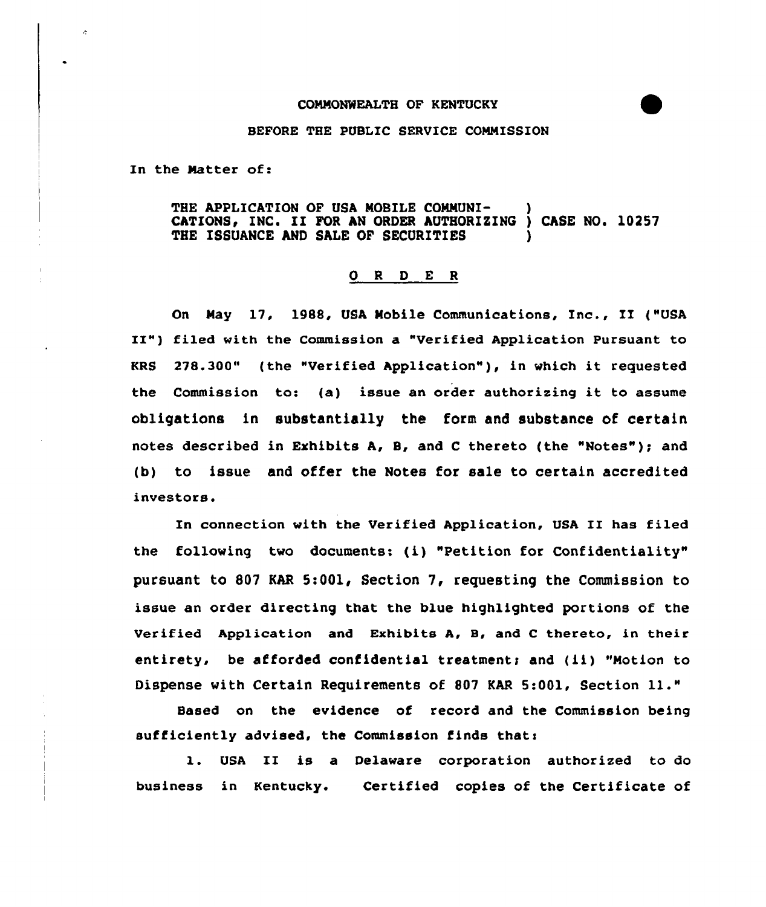COMMONWEALTH OF KENTUCKY

BEFORE THE PUBLIC SERVICE COMMISSION

In the Matter of:

THE APPLICATION OF USA MOBILE COMMUNICATIONS, INC. II FOR AN ORDER AUTHORIZING THE ISSUANCE AND SALE OF SECURITIES ) CASE NO. 10257

O R D E R

On May 17, 1988, USA Mobile Communications, Inc., II ("USA II") filed with the Commission a "Verified Application Pursuant to KRS 278.300" (the "Verified Application"), in which it requested the Commission to: (a) issue an order authorizing it to assume obligations in substantially the form and substance of certain notes described in Exhibits A, B, and C thereto (the "Notes"); and (b) to issue and offer the Notes for sale to certain accredited investors.

In connection with the Verified Application, USA II has filed the following two documents: (i) "Petition for Confidentiality" pursuant to 807 KAR 5:001, Section 7, requesting the Commission to issue an order directing that the blue highlighted portions of the Verified Application and Exhibits A, B, and C thereto, in their entirety, be afforded confidential treatment; and (ii) "Motion to Dispense with Certain Requirements of 807 KAR 5:001, Section 11."

Based on the evidence of record and the Commission being sufficiently advised, the Commission finds that:

1. USA II is a Delaware corporation authorized to do business in Kentucky. Certified copies of the Certificate of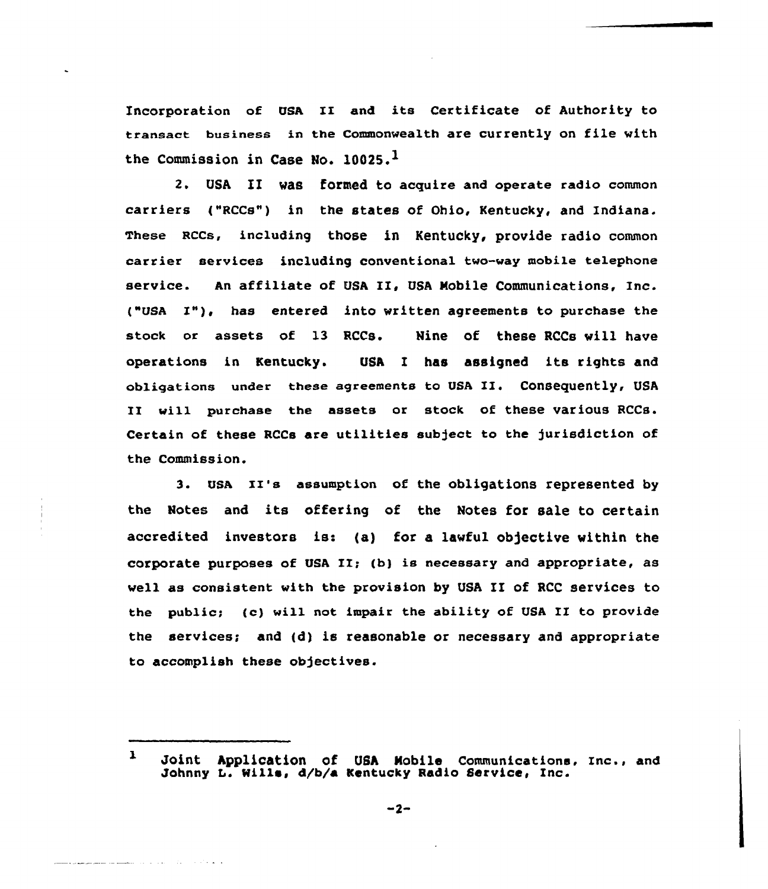Incorporation of USA II and its Certificate of Authority to transact business in the Commonwealth are currently on file with the Commission in Case No. 10025.[1]

2. USA II was formed to acquire and operate radio common carriers ("RCCs") in the states of Ohio, Kentucky, and Indiana. These RCCs, including those in Kentucky, provide radio common carrier services including conventional two-way mobile telephone service. An affiliate of USA II, USA Mobile Communications, Inc. ("USA I"), has entered into written agreements to purchase the stock or assets of 13 RCCs. Nine of these RCCs will have operations in Kentucky. USA I has assigned its rights and obligations under these agreements to USA II. Consequently, USA II will purchase the assets or stock of these various RCCs. Certain of these RCCs are utilities subject to the jurisdiction of the Commission.

3. USA II's assumption of the obligations represented by the Notes and its offering of the Notes for sale to certain accredited investors is: (a) for a lawful objective within the corporate purposes of USA II; (b) is necessary and appropriate, as well as consistent with the provision by USA II of RCC services to the public; (c) will not impair the ability of USA II to provide the services; and (d) is reasonable or necessary and appropriate to accomplish these objectives.

---

[1] Joint Application of USA Mobile Communications, Inc., and Johnny L. Wills, d/b/a Kentucky Radio Service, Inc.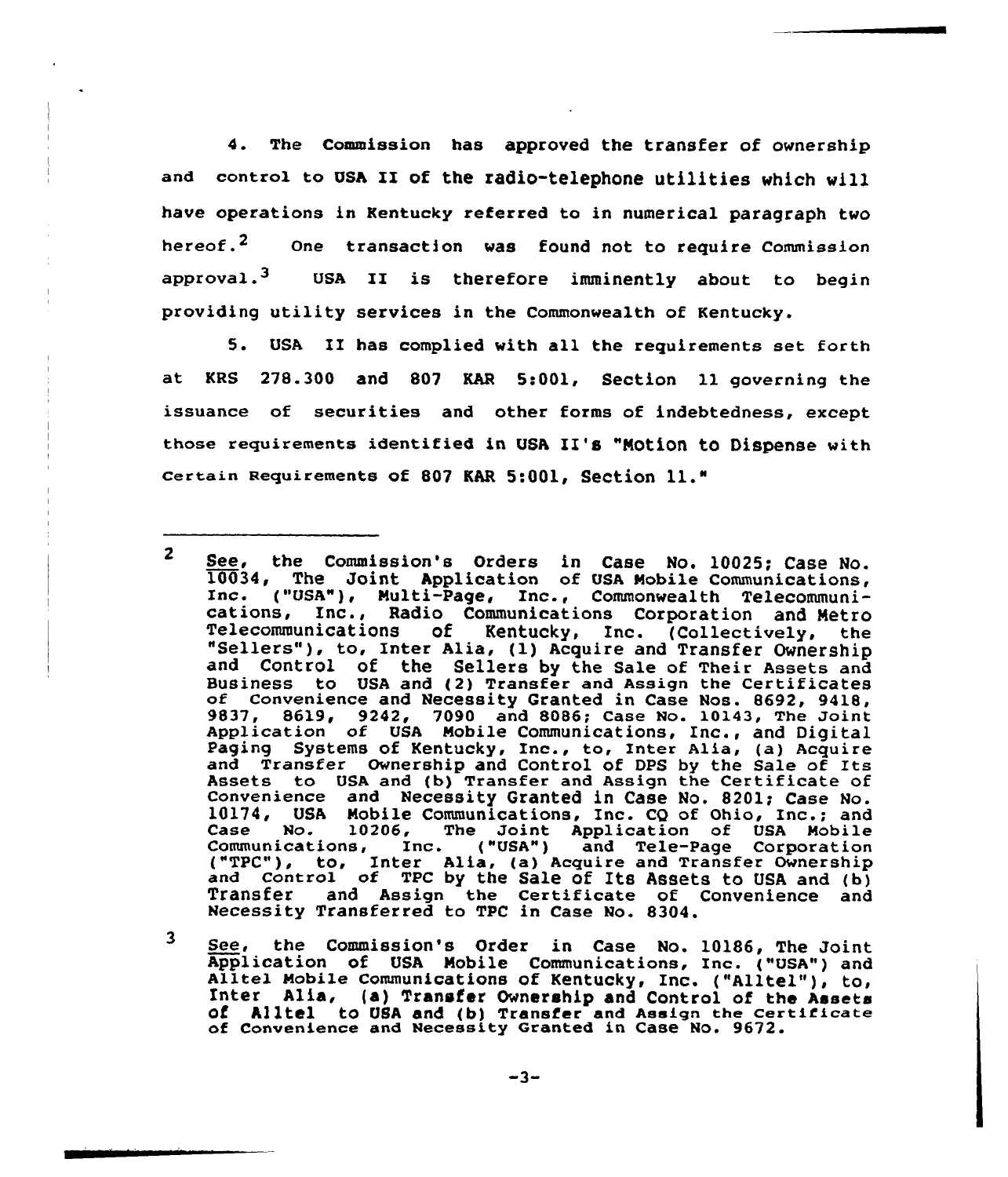4. The Commission has approved the transfer of ownership and control to USA II of the radio-telephone utilities which will have operations in Kentucky referred to in numerical paragraph two hereof.[2] One transaction was found not to require Commission approval.[3] USA II is therefore imminently about to begin providing utility services in the Commonwealth of Kentucky.

5. USA II has complied with all the requirements set forth at KRS 278.300 and 807 KAR 5:001, Section 11 governing the issuance of securities and other forms of indebtedness, except those requirements identified in USA II's "Motion to Dispense with Certain Requirements of 807 KAR 5:001, Section 11."

---

[2] See, the Commission's Orders in Case No. 10025; Case No. 10034, The Joint Application of USA Mobile Communications, Inc. ("USA"), Multi-Page, Inc., Commonwealth Telecommunications, Inc., Radio Communications Corporation and Metro Telecommunications of Kentucky, Inc. (Collectively, the "Sellers"), to, Inter Alia, (1) Acquire and Transfer Ownership and Control of the Sellers by the Sale of Their Assets and Business to USA and (2) Transfer and Assign the Certificates of Convenience and Necessity Granted in Case Nos. 8692, 9418, 9837, 8619, 9242, 7090 and 8086; Case No. 10143, The Joint Application of USA Mobile Communications, Inc., and Digital Paging Systems of Kentucky, Inc., to, Inter Alia, (a) Acquire and Transfer Ownership and Control of DPS by the Sale of Its Assets to USA and (b) Transfer and Assign the Certificate of Convenience and Necessity Granted in Case No. 8201; Case No. 10174, USA Mobile Communications, Inc. CQ of Ohio, Inc.; and Case No. 10206, The Joint Application of USA Mobile Communications, Inc. ("USA") and Tele-Page Corporation ("TPC"), to, Inter Alia, (a) Acquire and Transfer Ownership and Control of TPC by the Sale of Its Assets to USA and (b) Transfer and Assign the Certificate of Convenience and Necessity Transferred to TPC in Case No. 8304.

[3] See, the Commission's Order in Case No. 10186, The Joint Application of USA Mobile Communications, Inc. ("USA") and Alltel Mobile Communications of Kentucky, Inc. ("Alltel"), to, Inter Alia, (a) Transfer Ownership and Control of the Assets of Alltel to USA and (b) Transfer and Assign the Certificate of Convenience and Necessity Granted in Case No. 9672.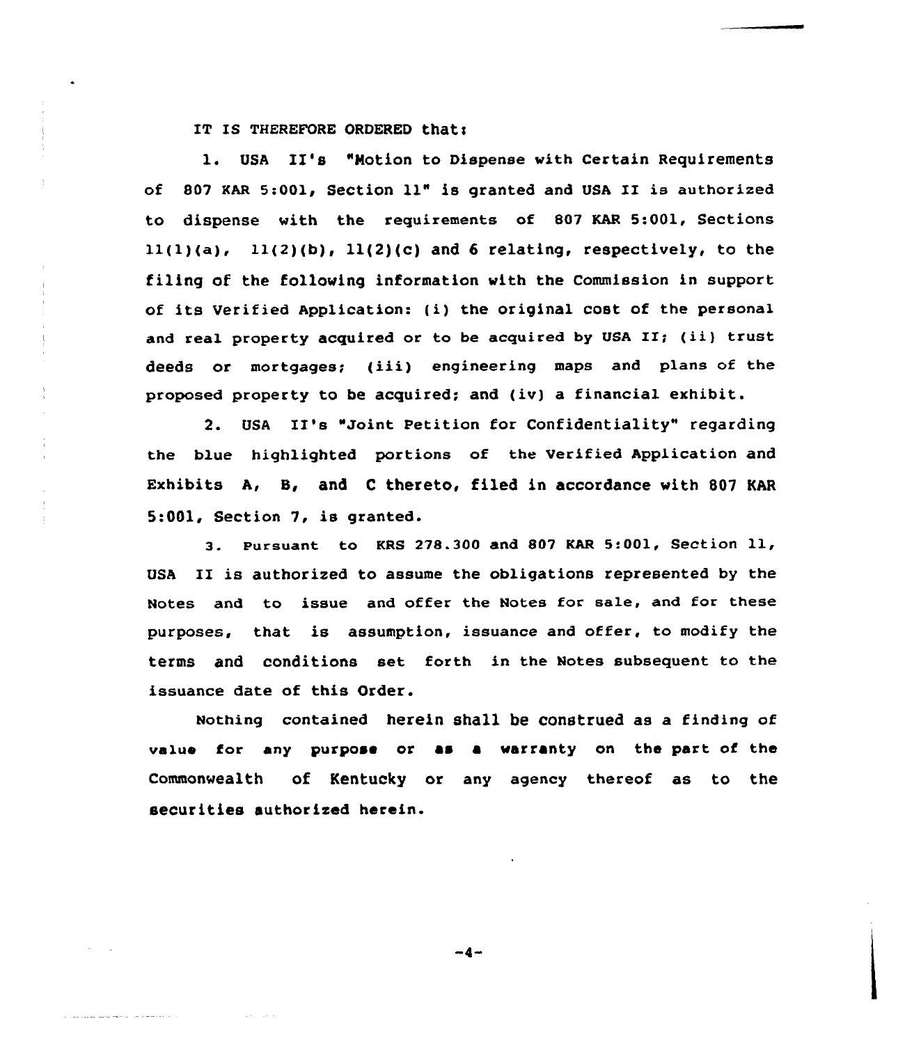IT IS THEREFORE ORDERED that:

1. USA II's "Motion to Dispense with Certain Requirements of 807 KAR 5:001, Section 11" is granted and USA II is authorized to dispense with the requirements of 807 KAR 5:001, Sections 11(1)(a), 11(2)(b), 11(2)(c) and 6 relating, respectively, to the filing of the following information with the Commission in support of its Verified Application: (i) the original cost of the personal and real property acquired or to be acquired by USA II; (ii) trust deeds or mortgages; (iii) engineering maps and plans of the proposed property to be acquired; and (iv) a financial exhibit.

2. USA II's "Joint Petition for Confidentiality" regarding the blue highlighted portions of the Verified Application and Exhibits A, B, and C thereto, filed in accordance with 807 KAR 5:001, Section 7, is granted.

3. Pursuant to KRS 278.300 and 807 KAR 5:001, Section 11, USA II is authorized to assume the obligations represented by the Notes and to issue and offer the Notes for sale, and for these purposes, that is assumption, issuance and offer, to modify the terms and conditions set forth in the Notes subsequent to the issuance date of this Order.

Nothing contained herein shall be construed as a finding of value for any purpose or as a warranty on the part of the Commonwealth of Kentucky or any agency thereof as to the securities authorized herein.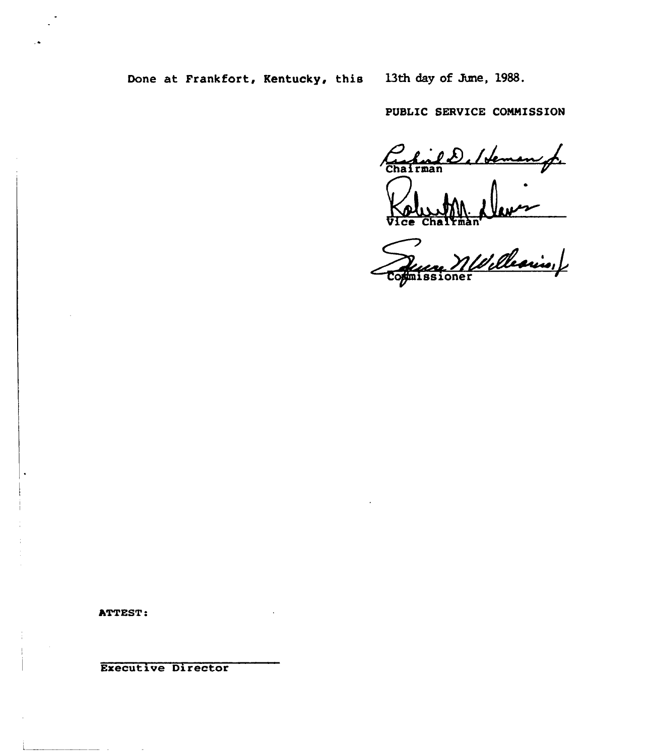Done at Frankfort, Kentucky, this 13th day of June, 1988.

PUBLIC SERVICE COMMISSION

Chairman

Vice Chairman

Commissioner

ATTEST:

Executive Director